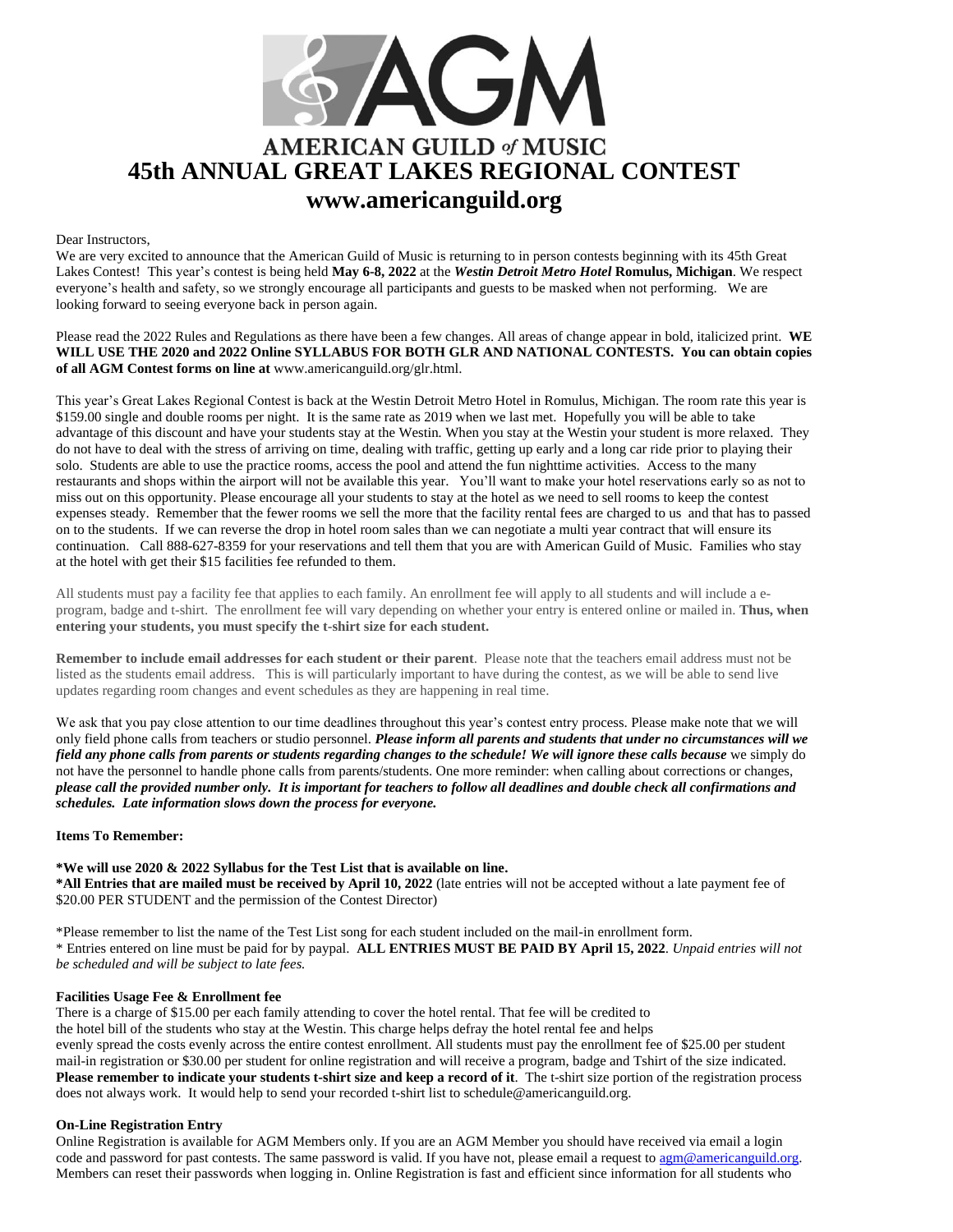# AMERICAN GUILD of MUSIC

# 45th ANNUAL GREAT LAKES REGIONAL CONTEST

## www.americanguild.org

Dear Instructors,

We are very excited to announce that the American Guild of Music is returning to in person contests beginning with its 45th Great Lakes Contest! This year's contest is being held **May 6-8, 2022** at the ***Westin Detroit Metro Hotel*** **Romulus, Michigan**. We respect everyone's health and safety, so we strongly encourage all participants and guests to be masked when not performing. We are looking forward to seeing everyone back in person again.

Please read the 2022 Rules and Regulations as there have been a few changes. All areas of change appear in bold, italicized print. **WE WILL USE THE 2020 and 2022 Online SYLLABUS FOR BOTH GLR AND NATIONAL CONTESTS. You can obtain copies of all AGM Contest forms on line at** www.americanguild.org/glr.html.

This year's Great Lakes Regional Contest is back at the Westin Detroit Metro Hotel in Romulus, Michigan. The room rate this year is $159.00 single and double rooms per night. It is the same rate as 2019 when we last met. Hopefully you will be able to take advantage of this discount and have your students stay at the Westin. When you stay at the Westin your student is more relaxed. They do not have to deal with the stress of arriving on time, dealing with traffic, getting up early and a long car ride prior to playing their solo. Students are able to use the practice rooms, access the pool and attend the fun nighttime activities. Access to the many restaurants and shops within the airport will not be available this year. You'll want to make your hotel reservations early so as not to miss out on this opportunity. Please encourage all your students to stay at the hotel as we need to sell rooms to keep the contest expenses steady. Remember that the fewer rooms we sell the more that the facility rental fees are charged to us and that has to passed on to the students. If we can reverse the drop in hotel room sales than we can negotiate a multi year contract that will ensure its continuation. Call 888-627-8359 for your reservations and tell them that you are with American Guild of Music. Families who stay at the hotel with get their $15 facilities fee refunded to them.

All students must pay a facility fee that applies to each family. An enrollment fee will apply to all students and will include a e-program, badge and t-shirt. The enrollment fee will vary depending on whether your entry is entered online or mailed in. **Thus, when entering your students, you must specify the t-shirt size for each student.**

**Remember to include email addresses for each student or their parent**. Please note that the teachers email address must not be listed as the students email address. This is will particularly important to have during the contest, as we will be able to send live updates regarding room changes and event schedules as they are happening in real time.

We ask that you pay close attention to our time deadlines throughout this year's contest entry process. Please make note that we will only field phone calls from teachers or studio personnel. ***Please inform all parents and students that under no circumstances will we field any phone calls from parents or students regarding changes to the schedule! We will ignore these calls because*** we simply do not have the personnel to handle phone calls from parents/students. One more reminder: when calling about corrections or changes, ***please call the provided number only. It is important for teachers to follow all deadlines and double check all confirmations and schedules. Late information slows down the process for everyone.***

**Items To Remember:**

**\*We will use 2020 & 2022 Syllabus for the Test List that is available on line.**
**\*All Entries that are mailed must be received by April 10, 2022** (late entries will not be accepted without a late payment fee of $20.00 PER STUDENT and the permission of the Contest Director)

\*Please remember to list the name of the Test List song for each student included on the mail-in enrollment form.
\* Entries entered on line must be paid for by paypal. **ALL ENTRIES MUST BE PAID BY April 15, 2022**. *Unpaid entries will not be scheduled and will be subject to late fees.*

**Facilities Usage Fee & Enrollment fee**

There is a charge of $15.00 per each family attending to cover the hotel rental. That fee will be credited to the hotel bill of the students who stay at the Westin. This charge helps defray the hotel rental fee and helps evenly spread the costs evenly across the entire contest enrollment. All students must pay the enrollment fee of $25.00 per student mail-in registration or $30.00 per student for online registration and will receive a program, badge and Tshirt of the size indicated. **Please remember to indicate your students t-shirt size and keep a record of it**. The t-shirt size portion of the registration process does not always work. It would help to send your recorded t-shirt list to schedule@americanguild.org.

**On-Line Registration Entry**

Online Registration is available for AGM Members only. If you are an AGM Member you should have received via email a login code and password for past contests. The same password is valid. If you have not, please email a request to agm@americanguild.org. Members can reset their passwords when logging in. Online Registration is fast and efficient since information for all students who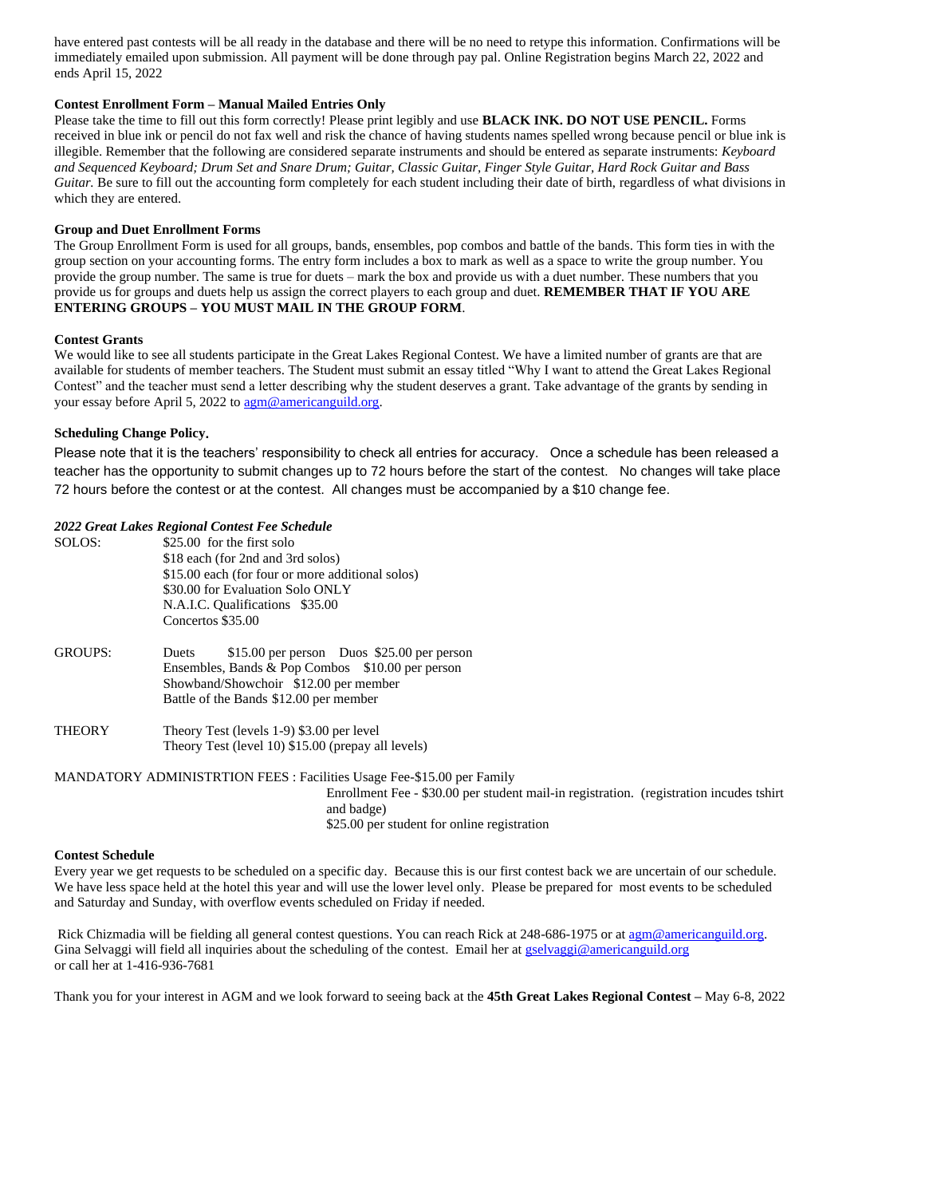have entered past contests will be all ready in the database and there will be no need to retype this information. Confirmations will be immediately emailed upon submission. All payment will be done through pay pal. Online Registration begins March 22, 2022 and ends April 15, 2022

**Contest Enrollment Form – Manual Mailed Entries Only**

Please take the time to fill out this form correctly! Please print legibly and use **BLACK INK. DO NOT USE PENCIL.** Forms received in blue ink or pencil do not fax well and risk the chance of having students names spelled wrong because pencil or blue ink is illegible. Remember that the following are considered separate instruments and should be entered as separate instruments: *Keyboard and Sequenced Keyboard; Drum Set and Snare Drum; Guitar, Classic Guitar, Finger Style Guitar, Hard Rock Guitar and Bass Guitar.* Be sure to fill out the accounting form completely for each student including their date of birth, regardless of what divisions in which they are entered.

**Group and Duet Enrollment Forms**

The Group Enrollment Form is used for all groups, bands, ensembles, pop combos and battle of the bands. This form ties in with the group section on your accounting forms. The entry form includes a box to mark as well as a space to write the group number. You provide the group number. The same is true for duets – mark the box and provide us with a duet number. These numbers that you provide us for groups and duets help us assign the correct players to each group and duet. **REMEMBER THAT IF YOU ARE ENTERING GROUPS – YOU MUST MAIL IN THE GROUP FORM**.

**Contest Grants**

We would like to see all students participate in the Great Lakes Regional Contest. We have a limited number of grants are that are available for students of member teachers. The Student must submit an essay titled "Why I want to attend the Great Lakes Regional Contest" and the teacher must send a letter describing why the student deserves a grant. Take advantage of the grants by sending in your essay before April 5, 2022 to agm@americanguild.org.

**Scheduling Change Policy.**

Please note that it is the teachers' responsibility to check all entries for accuracy. Once a schedule has been released a teacher has the opportunity to submit changes up to 72 hours before the start of the contest. No changes will take place 72 hours before the contest or at the contest. All changes must be accompanied by a $10 change fee.

***2022 Great Lakes Regional Contest Fee Schedule***

| | |
|---|---|
| SOLOS: | $25.00 for the first solo |
| | $18 each (for 2nd and 3rd solos) |
| | $15.00 each (for four or more additional solos) |
| | $30.00 for Evaluation Solo ONLY |
| | N.A.I.C. Qualifications $35.00 |
| | Concertos $35.00 |
| GROUPS: | Duets $15.00 per person Duos $25.00 per person |
| | Ensembles, Bands & Pop Combos $10.00 per person |
| | Showband/Showchoir $12.00 per member |
| | Battle of the Bands $12.00 per member |
| THEORY | Theory Test (levels 1-9) $3.00 per level |
| | Theory Test (level 10) $15.00 (prepay all levels) |

MANDATORY ADMINISTRTION FEES : Facilities Usage Fee-$15.00 per Family
Enrollment Fee - $30.00 per student mail-in registration. (registration incudes tshirt and badge)
$25.00 per student for online registration

**Contest Schedule**

Every year we get requests to be scheduled on a specific day. Because this is our first contest back we are uncertain of our schedule. We have less space held at the hotel this year and will use the lower level only. Please be prepared for most events to be scheduled and Saturday and Sunday, with overflow events scheduled on Friday if needed.

Rick Chizmadia will be fielding all general contest questions. You can reach Rick at 248-686-1975 or at agm@americanguild.org. Gina Selvaggi will field all inquiries about the scheduling of the contest. Email her at gselvaggi@americanguild.org or call her at 1-416-936-7681

Thank you for your interest in AGM and we look forward to seeing back at the **45th Great Lakes Regional Contest –** May 6-8, 2022